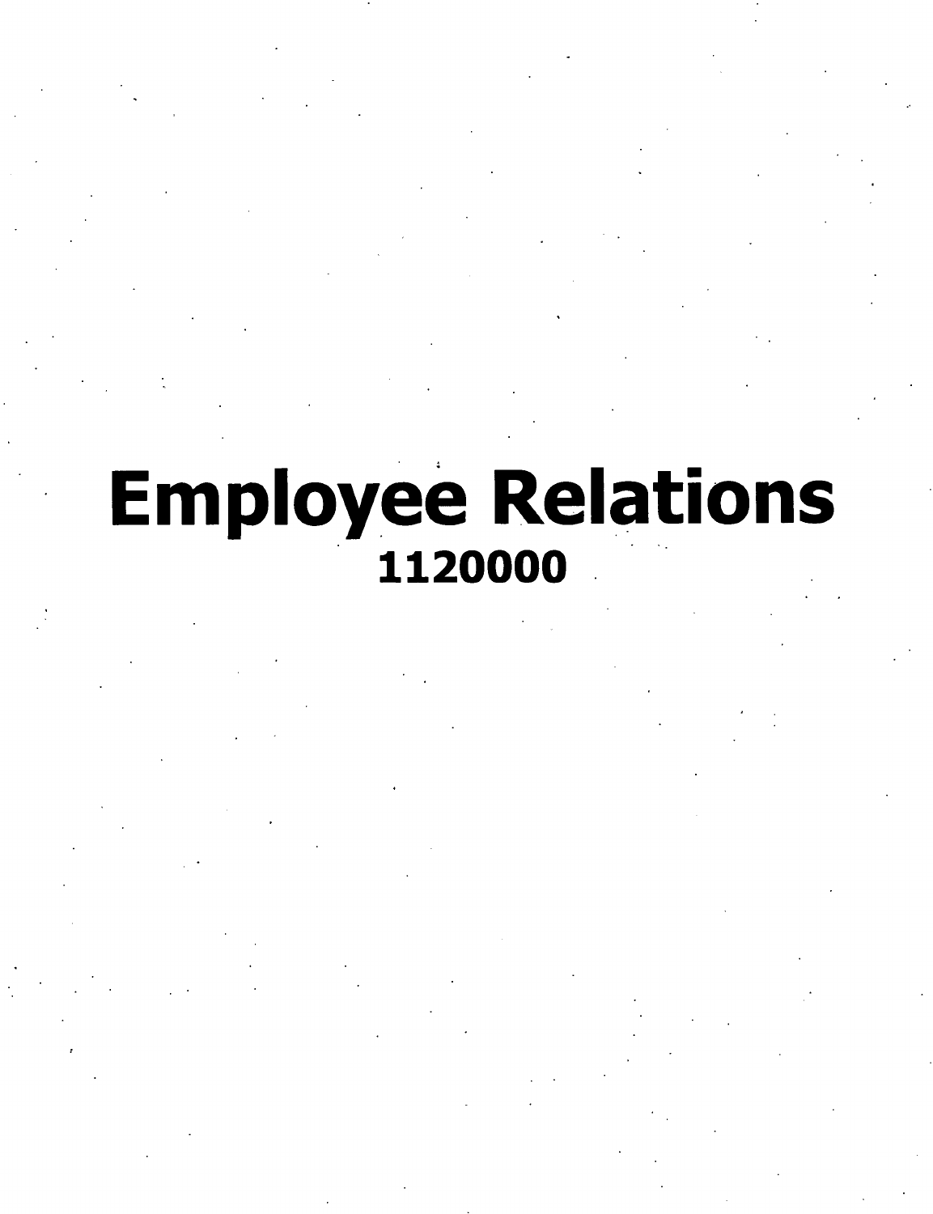# Employee Relations

**1120000**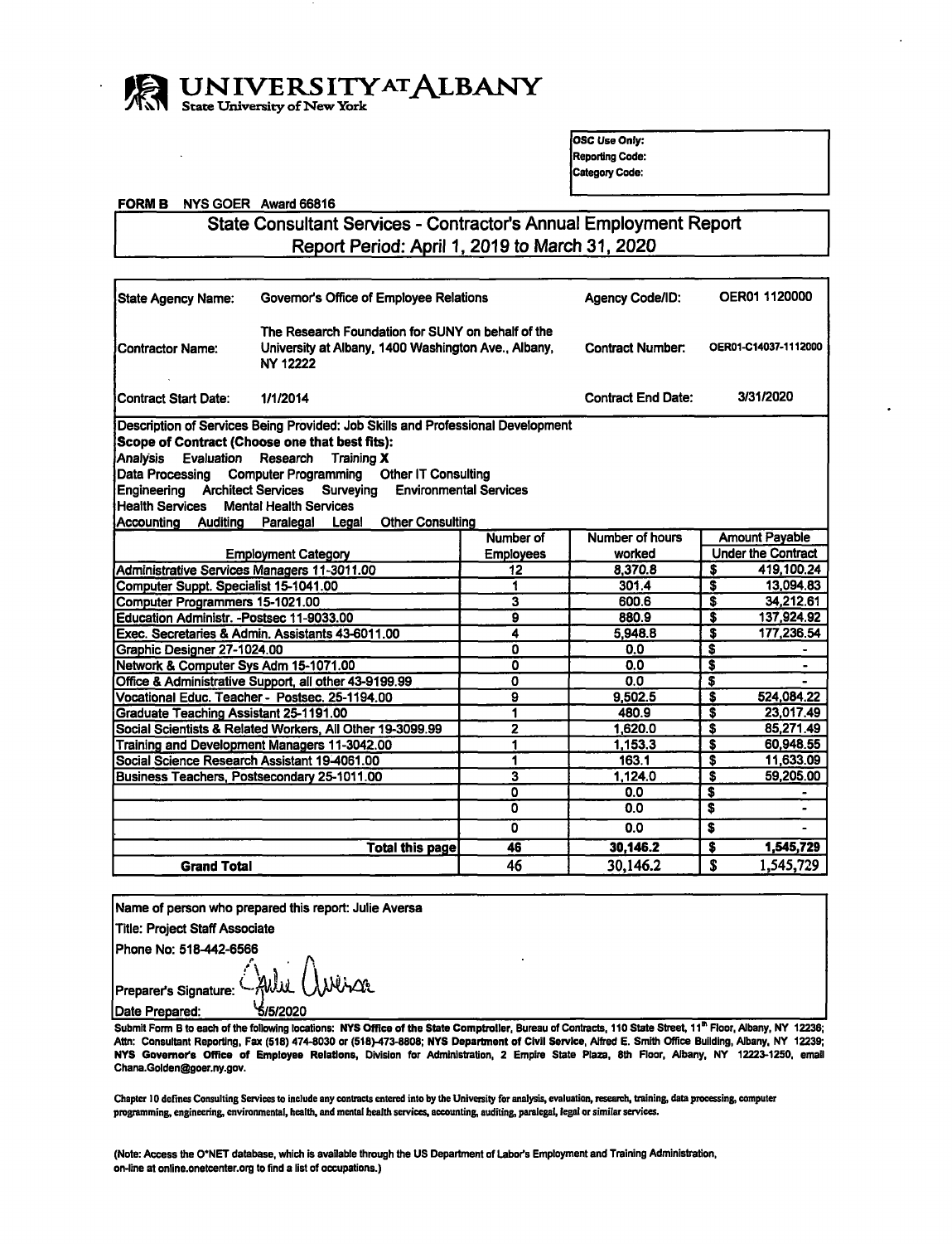**UNIVERSITY AT ALBANY**
State University of New York

| OSC Use Only: |
|---|
| Reporting Code: |
| Category Code: |

**FORM B** NYS GOER Award 66816

## State Consultant Services - Contractor's Annual Employment Report
## Report Period: April 1, 2019 to March 31, 2020

| | | | |
|---|---|---|---|
| State Agency Name: | Governor's Office of Employee Relations | Agency Code/ID: | OER01 1120000 |
| Contractor Name: | The Research Foundation for SUNY on behalf of the University at Albany, 1400 Washington Ave., Albany, NY 12222 | Contract Number: | OER01-C14037-1112000 |
| Contract Start Date: | 1/1/2014 | Contract End Date: | 3/31/2020 |

Description of Services Being Provided: Job Skills and Professional Development

**Scope of Contract (Choose one that best fits):**

Analysis Evaluation Research **Training X**
Data Processing Computer Programming Other IT Consulting
Engineering Architect Services Surveying Environmental Services
Health Services Mental Health Services
Accounting Auditing Paralegal Legal Other Consulting

| Employment Category | Number of Employees | Number of hours worked | Amount Payable Under the Contract |
|---|---|---|---|
| Administrative Services Managers 11-3011.00 | 12 | 8,370.8 | $ 419,100.24 |
| Computer Suppt. Specialist 15-1041.00 | 1 | 301.4 | $ 13,094.83 |
| Computer Programmers 15-1021.00 | 3 | 600.6 | $ 34,212.61 |
| Education Administr. -Postsec 11-9033.00 | 9 | 880.9 | $ 137,924.92 |
| Exec. Secretaries & Admin. Assistants 43-6011.00 | 4 | 5,948.8 | $ 177,236.54 |
| Graphic Designer 27-1024.00 | 0 | 0.0 | $ - |
| Network & Computer Sys Adm 15-1071.00 | 0 | 0.0 | $ - |
| Office & Administrative Support, all other 43-9199.99 | 0 | 0.0 | $ - |
| Vocational Educ. Teacher - Postsec. 25-1194.00 | 9 | 9,502.5 | $ 524,084.22 |
| Graduate Teaching Assistant 25-1191.00 | 1 | 480.9 | $ 23,017.49 |
| Social Scientists & Related Workers, All Other 19-3099.99 | 2 | 1,620.0 | $ 85,271.49 |
| Training and Development Managers 11-3042.00 | 1 | 1,153.3 | $ 60,948.55 |
| Social Science Research Assistant 19-4061.00 | 1 | 163.1 | $ 11,633.09 |
| Business Teachers, Postsecondary 25-1011.00 | 3 | 1,124.0 | $ 59,205.00 |
| | 0 | 0.0 | $ - |
| | 0 | 0.0 | $ - |
| | 0 | 0.0 | $ - |
| **Total this page** | **46** | **30,146.2** | **$ 1,545,729** |
| **Grand Total** | 46 | 30,146.2 | $ 1,545,729 |

Name of person who prepared this report: Julie Aversa
Title: Project Staff Associate
Phone No: 518-442-6566
Preparer's Signature: Julie Aversa
Date Prepared: 5/5/2020

**Submit Form B to each of the following locations: NYS Office of the State Comptroller**, Bureau of Contracts, 110 State Street, 11th Floor, Albany, NY 12236; Attn: Consultant Reporting, Fax (518) 474-8030 or (518)-473-8808; **NYS Department of Civil Service**, Alfred E. Smith Office Building, Albany, NY 12239; **NYS Governor's Office of Employee Relations**, Division for Administration, 2 Empire State Plaza, 8th Floor, Albany, NY 12223-1250, email Chana.Golden@goer.ny.gov.

Chapter 10 defines Consulting Services to include any contracts entered into by the University for analysis, evaluation, research, training, data processing, computer programming, engineering, environmental, health, and mental health services, accounting, auditing, paralegal, legal or similar services.

(Note: Access the O*NET database, which is available through the US Department of Labor's Employment and Training Administration, on-line at online.onetcenter.org to find a list of occupations.)